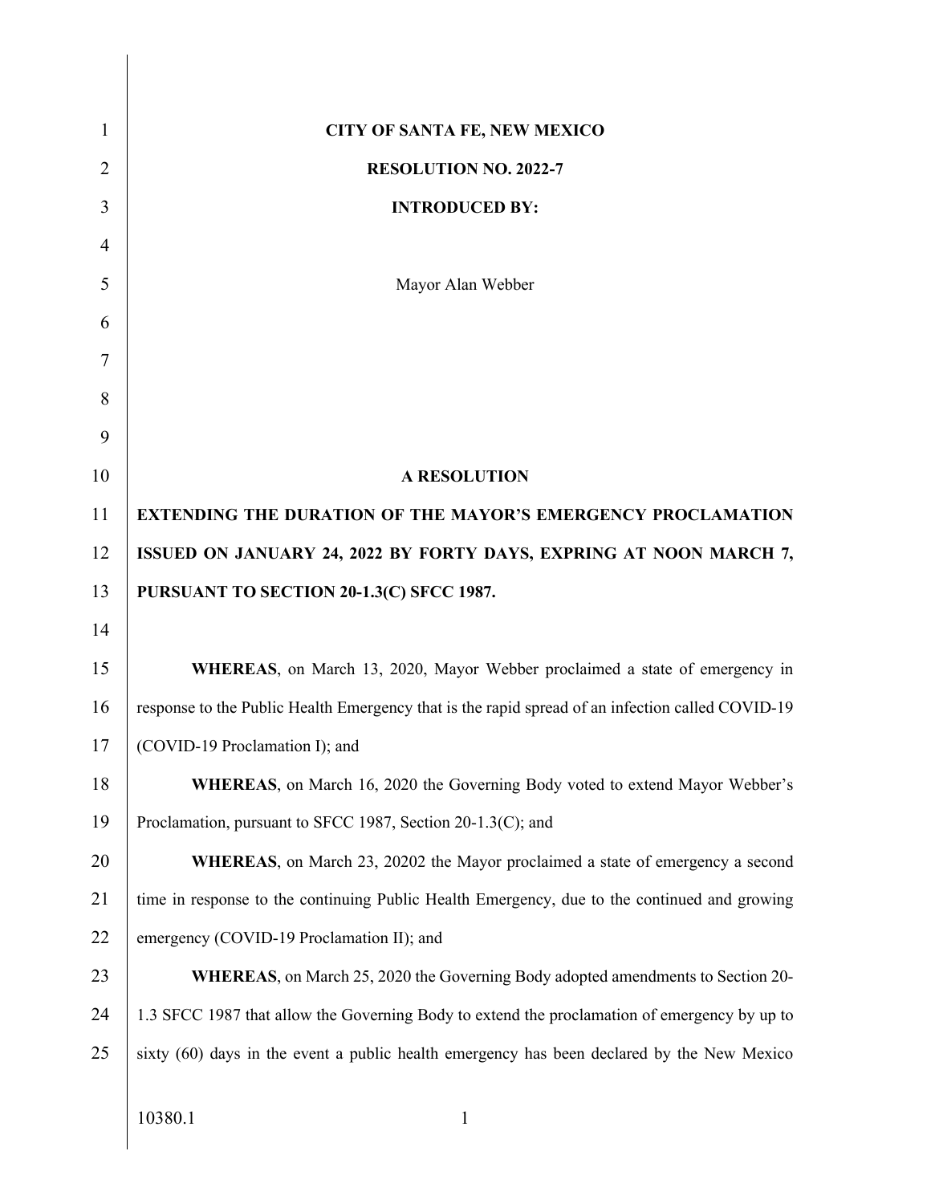**CITY OF SANTA FE, NEW MEXICO**

**RESOLUTION NO. 2022-7**

**INTRODUCED BY:**

Mayor Alan Webber

**A RESOLUTION**

**EXTENDING THE DURATION OF THE MAYOR'S EMERGENCY PROCLAMATION ISSUED ON JANUARY 24, 2022 BY FORTY DAYS, EXPRING AT NOON MARCH 7, PURSUANT TO SECTION 20-1.3(C) SFCC 1987.**

**WHEREAS**, on March 13, 2020, Mayor Webber proclaimed a state of emergency in response to the Public Health Emergency that is the rapid spread of an infection called COVID-19 (COVID-19 Proclamation I); and

**WHEREAS**, on March 16, 2020 the Governing Body voted to extend Mayor Webber's Proclamation, pursuant to SFCC 1987, Section 20-1.3(C); and

**WHEREAS**, on March 23, 20202 the Mayor proclaimed a state of emergency a second time in response to the continuing Public Health Emergency, due to the continued and growing emergency (COVID-19 Proclamation II); and

**WHEREAS**, on March 25, 2020 the Governing Body adopted amendments to Section 20-1.3 SFCC 1987 that allow the Governing Body to extend the proclamation of emergency by up to sixty (60) days in the event a public health emergency has been declared by the New Mexico

10380.1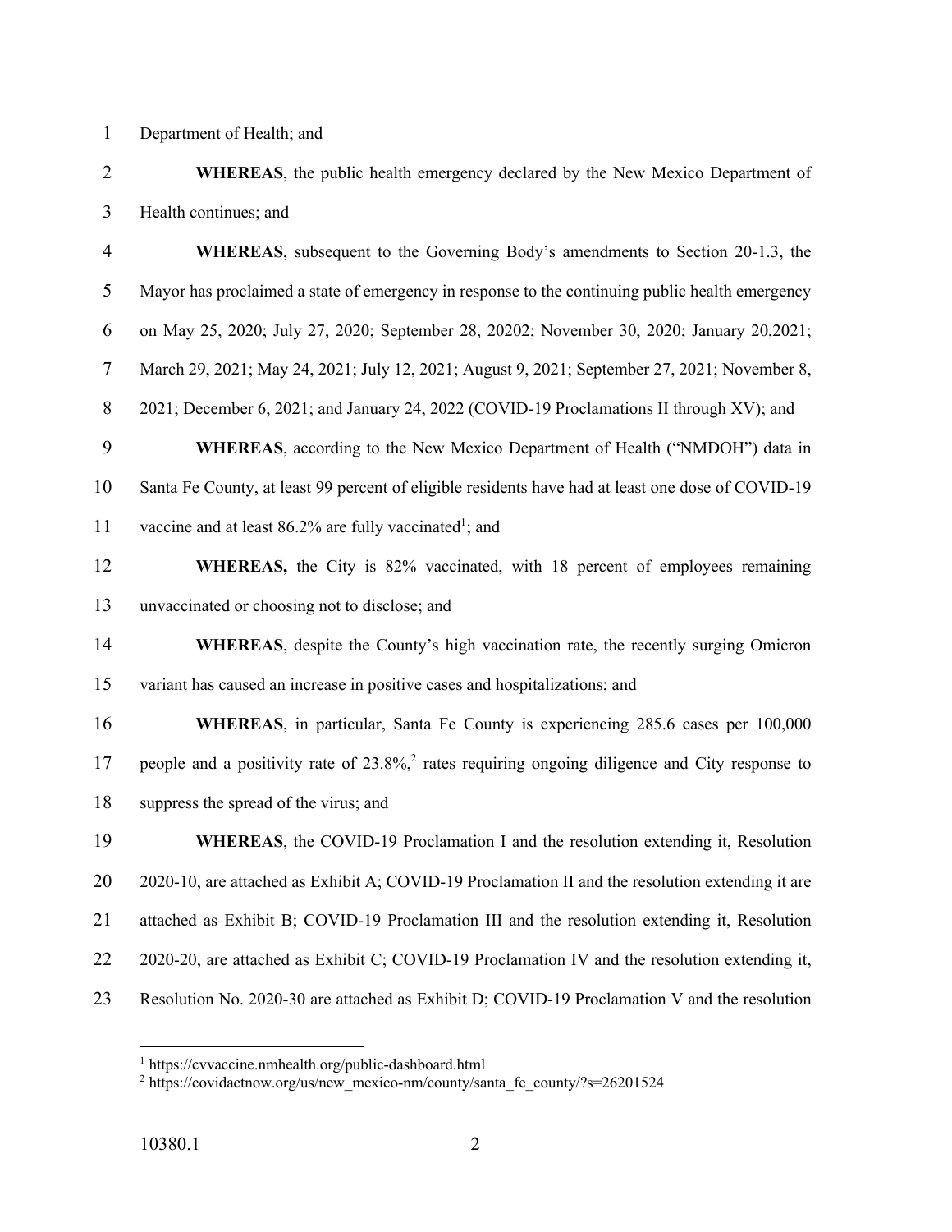Department of Health; and

**WHEREAS**, the public health emergency declared by the New Mexico Department of Health continues; and

**WHEREAS**, subsequent to the Governing Body's amendments to Section 20-1.3, the Mayor has proclaimed a state of emergency in response to the continuing public health emergency on May 25, 2020; July 27, 2020; September 28, 20202; November 30, 2020; January 20,2021; March 29, 2021; May 24, 2021; July 12, 2021; August 9, 2021; September 27, 2021; November 8, 2021; December 6, 2021; and January 24, 2022 (COVID-19 Proclamations II through XV); and

**WHEREAS**, according to the New Mexico Department of Health ("NMDOH") data in Santa Fe County, at least 99 percent of eligible residents have had at least one dose of COVID-19 vaccine and at least 86.2% are fully vaccinated[1]; and

**WHEREAS,** the City is 82% vaccinated, with 18 percent of employees remaining unvaccinated or choosing not to disclose; and

**WHEREAS**, despite the County's high vaccination rate, the recently surging Omicron variant has caused an increase in positive cases and hospitalizations; and

**WHEREAS**, in particular, Santa Fe County is experiencing 285.6 cases per 100,000 people and a positivity rate of 23.8%,[2] rates requiring ongoing diligence and City response to suppress the spread of the virus; and

**WHEREAS**, the COVID-19 Proclamation I and the resolution extending it, Resolution 2020-10, are attached as Exhibit A; COVID-19 Proclamation II and the resolution extending it are attached as Exhibit B; COVID-19 Proclamation III and the resolution extending it, Resolution 2020-20, are attached as Exhibit C; COVID-19 Proclamation IV and the resolution extending it, Resolution No. 2020-30 are attached as Exhibit D; COVID-19 Proclamation V and the resolution

---

[1] https://cvvaccine.nmhealth.org/public-dashboard.html

[2] https://covidactnow.org/us/new_mexico-nm/county/santa_fe_county/?s=26201524

10380.1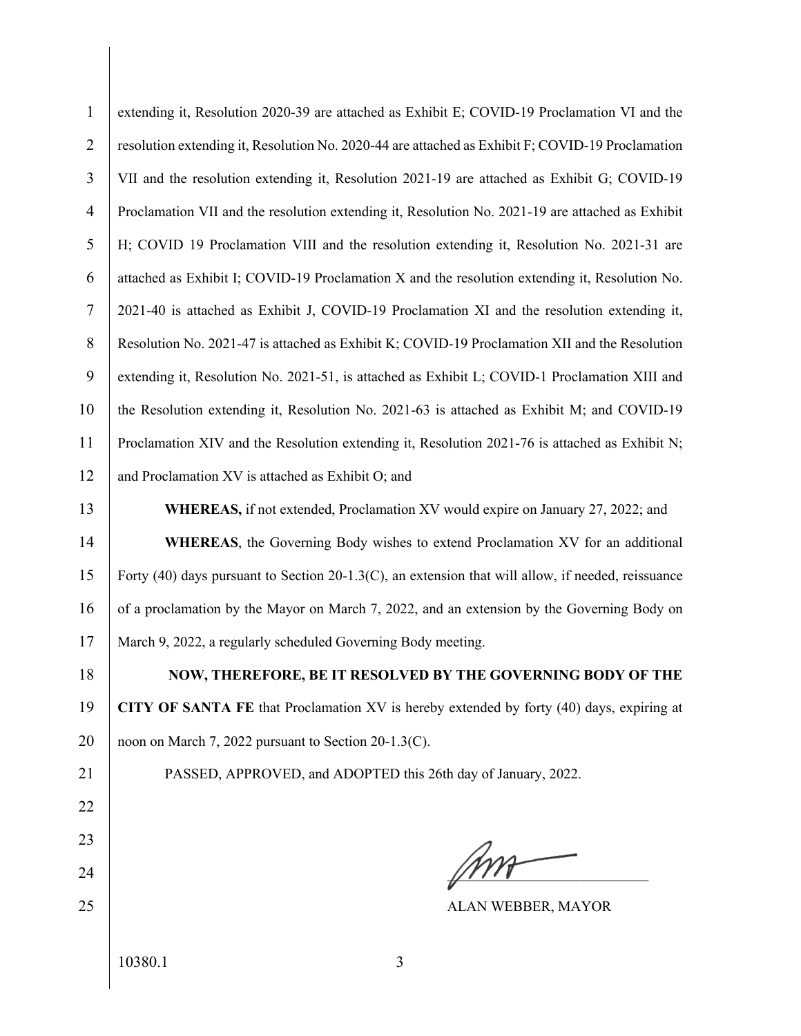extending it, Resolution 2020-39 are attached as Exhibit E; COVID-19 Proclamation VI and the resolution extending it, Resolution No. 2020-44 are attached as Exhibit F; COVID-19 Proclamation VII and the resolution extending it, Resolution 2021-19 are attached as Exhibit G; COVID-19 Proclamation VII and the resolution extending it, Resolution No. 2021-19 are attached as Exhibit H; COVID 19 Proclamation VIII and the resolution extending it, Resolution No. 2021-31 are attached as Exhibit I; COVID-19 Proclamation X and the resolution extending it, Resolution No. 2021-40 is attached as Exhibit J, COVID-19 Proclamation XI and the resolution extending it, Resolution No. 2021-47 is attached as Exhibit K; COVID-19 Proclamation XII and the Resolution extending it, Resolution No. 2021-51, is attached as Exhibit L; COVID-1 Proclamation XIII and the Resolution extending it, Resolution No. 2021-63 is attached as Exhibit M; and COVID-19 Proclamation XIV and the Resolution extending it, Resolution 2021-76 is attached as Exhibit N; and Proclamation XV is attached as Exhibit O; and

**WHEREAS,** if not extended, Proclamation XV would expire on January 27, 2022; and

**WHEREAS**, the Governing Body wishes to extend Proclamation XV for an additional Forty (40) days pursuant to Section 20-1.3(C), an extension that will allow, if needed, reissuance of a proclamation by the Mayor on March 7, 2022, and an extension by the Governing Body on March 9, 2022, a regularly scheduled Governing Body meeting.

**NOW, THEREFORE, BE IT RESOLVED BY THE GOVERNING BODY OF THE CITY OF SANTA FE** that Proclamation XV is hereby extended by forty (40) days, expiring at noon on March 7, 2022 pursuant to Section 20-1.3(C).

PASSED, APPROVED, and ADOPTED this 26th day of January, 2022.

ALAN WEBBER, MAYOR

10380.1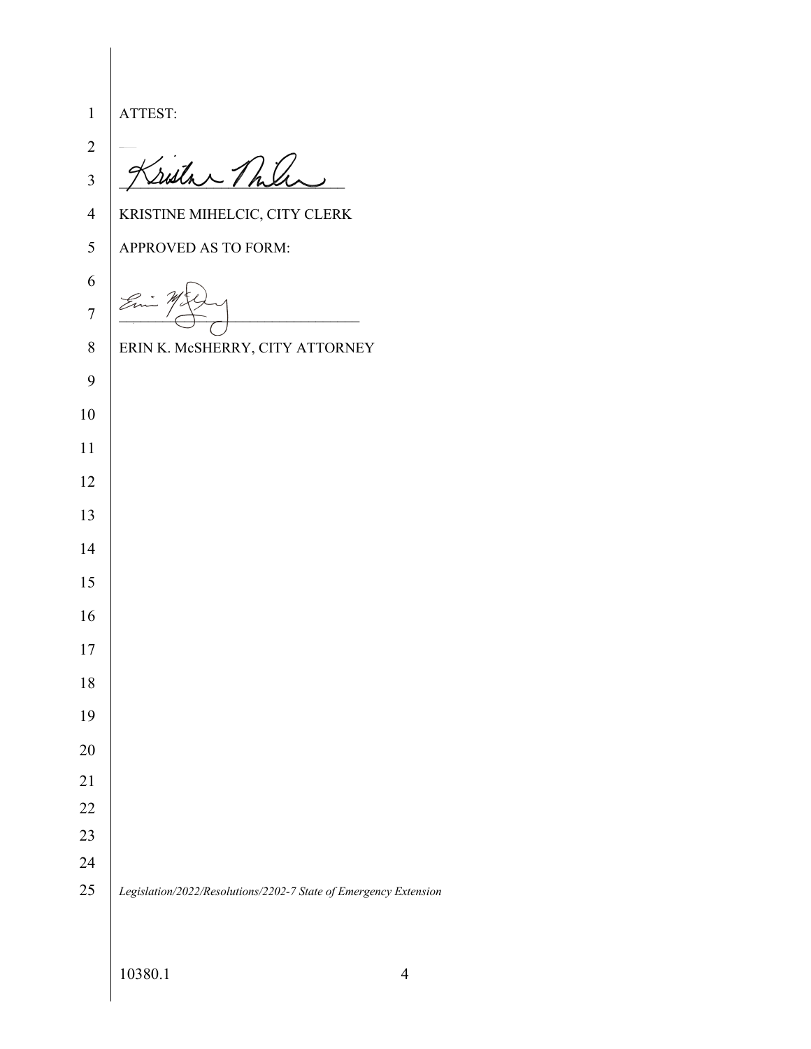ATTEST:

KRISTINE MIHELCIC, CITY CLERK

APPROVED AS TO FORM:

ERIN K. McSHERRY, CITY ATTORNEY

*Legislation/2022/Resolutions/2202-7 State of Emergency Extension*

10380.1